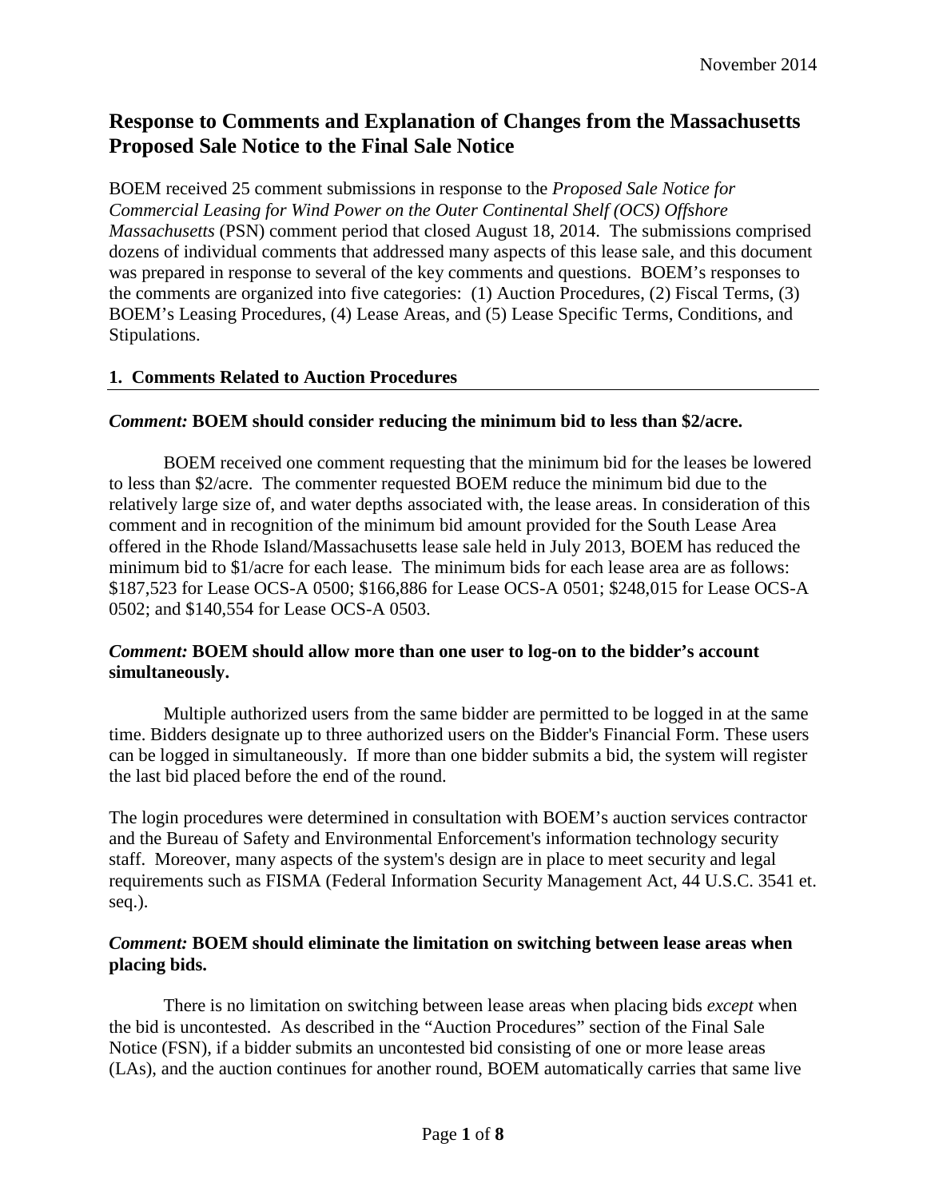# Response to Comments and Explanation of Changes from the Massachusetts Proposed Sale Notice to the Final Sale Notice

BOEM received 25 comment submissions in response to the *Proposed Sale Notice for Commercial Leasing for Wind Power on the Outer Continental Shelf (OCS) Offshore Massachusetts* (PSN) comment period that closed August 18, 2014. The submissions comprised dozens of individual comments that addressed many aspects of this lease sale, and this document was prepared in response to several of the key comments and questions. BOEM's responses to the comments are organized into five categories: (1) Auction Procedures, (2) Fiscal Terms, (3) BOEM's Leasing Procedures, (4) Lease Areas, and (5) Lease Specific Terms, Conditions, and Stipulations.

## 1. Comments Related to Auction Procedures

### *Comment:* BOEM should consider reducing the minimum bid to less than $2/acre.

BOEM received one comment requesting that the minimum bid for the leases be lowered to less than $2/acre. The commenter requested BOEM reduce the minimum bid due to the relatively large size of, and water depths associated with, the lease areas. In consideration of this comment and in recognition of the minimum bid amount provided for the South Lease Area offered in the Rhode Island/Massachusetts lease sale held in July 2013, BOEM has reduced the minimum bid to $1/acre for each lease. The minimum bids for each lease area are as follows: $187,523 for Lease OCS-A 0500; $166,886 for Lease OCS-A 0501; $248,015 for Lease OCS-A 0502; and $140,554 for Lease OCS-A 0503.

### *Comment:* BOEM should allow more than one user to log-on to the bidder's account simultaneously.

Multiple authorized users from the same bidder are permitted to be logged in at the same time. Bidders designate up to three authorized users on the Bidder's Financial Form. These users can be logged in simultaneously. If more than one bidder submits a bid, the system will register the last bid placed before the end of the round.

The login procedures were determined in consultation with BOEM's auction services contractor and the Bureau of Safety and Environmental Enforcement's information technology security staff. Moreover, many aspects of the system's design are in place to meet security and legal requirements such as FISMA (Federal Information Security Management Act, 44 U.S.C. 3541 et. seq.).

### *Comment:* BOEM should eliminate the limitation on switching between lease areas when placing bids.

There is no limitation on switching between lease areas when placing bids *except* when the bid is uncontested. As described in the "Auction Procedures" section of the Final Sale Notice (FSN), if a bidder submits an uncontested bid consisting of one or more lease areas (LAs), and the auction continues for another round, BOEM automatically carries that same live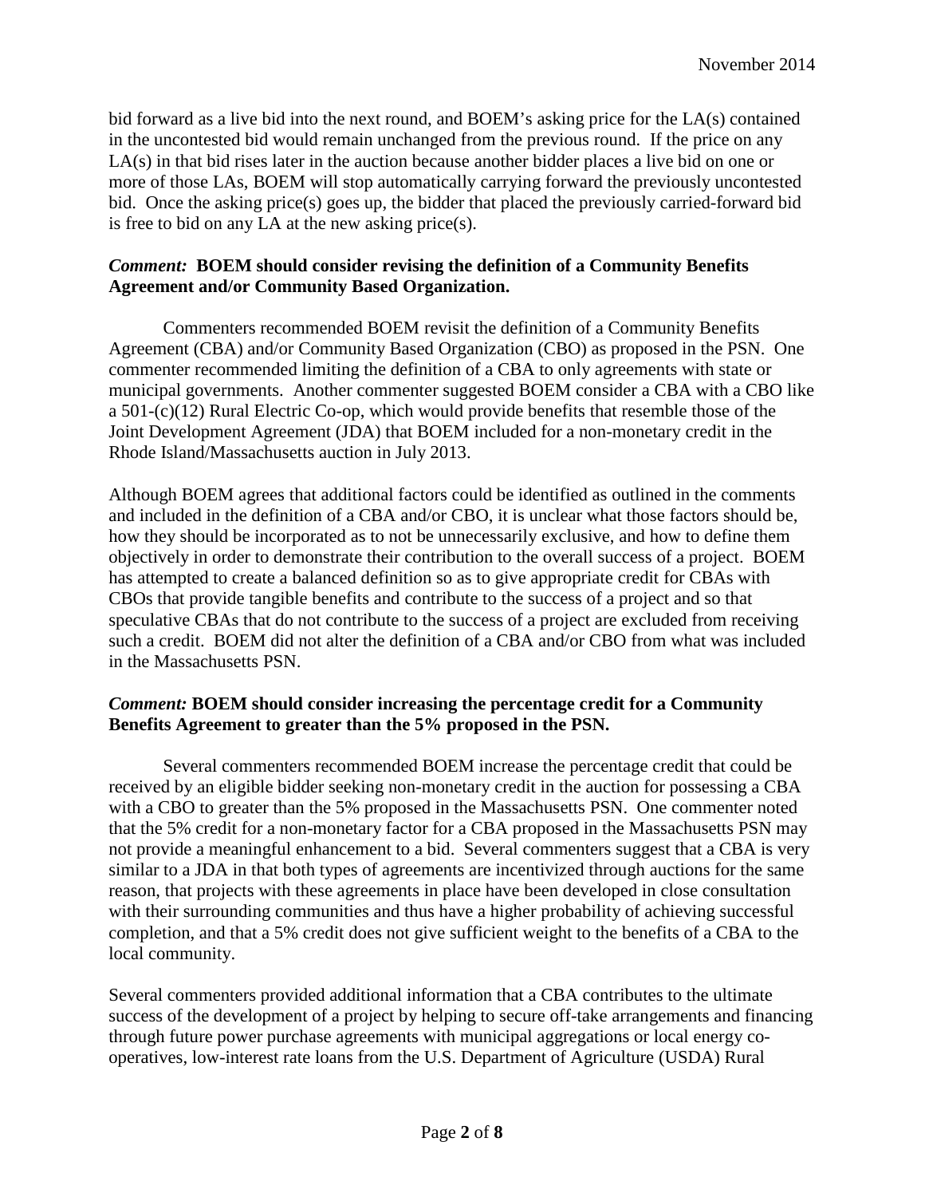bid forward as a live bid into the next round, and BOEM's asking price for the LA(s) contained in the uncontested bid would remain unchanged from the previous round. If the price on any LA(s) in that bid rises later in the auction because another bidder places a live bid on one or more of those LAs, BOEM will stop automatically carrying forward the previously uncontested bid. Once the asking price(s) goes up, the bidder that placed the previously carried-forward bid is free to bid on any LA at the new asking price(s).

***Comment:* BOEM should consider revising the definition of a Community Benefits Agreement and/or Community Based Organization.**

Commenters recommended BOEM revisit the definition of a Community Benefits Agreement (CBA) and/or Community Based Organization (CBO) as proposed in the PSN. One commenter recommended limiting the definition of a CBA to only agreements with state or municipal governments. Another commenter suggested BOEM consider a CBA with a CBO like a 501-(c)(12) Rural Electric Co-op, which would provide benefits that resemble those of the Joint Development Agreement (JDA) that BOEM included for a non-monetary credit in the Rhode Island/Massachusetts auction in July 2013.

Although BOEM agrees that additional factors could be identified as outlined in the comments and included in the definition of a CBA and/or CBO, it is unclear what those factors should be, how they should be incorporated as to not be unnecessarily exclusive, and how to define them objectively in order to demonstrate their contribution to the overall success of a project. BOEM has attempted to create a balanced definition so as to give appropriate credit for CBAs with CBOs that provide tangible benefits and contribute to the success of a project and so that speculative CBAs that do not contribute to the success of a project are excluded from receiving such a credit. BOEM did not alter the definition of a CBA and/or CBO from what was included in the Massachusetts PSN.

***Comment:* BOEM should consider increasing the percentage credit for a Community Benefits Agreement to greater than the 5% proposed in the PSN.**

Several commenters recommended BOEM increase the percentage credit that could be received by an eligible bidder seeking non-monetary credit in the auction for possessing a CBA with a CBO to greater than the 5% proposed in the Massachusetts PSN. One commenter noted that the 5% credit for a non-monetary factor for a CBA proposed in the Massachusetts PSN may not provide a meaningful enhancement to a bid. Several commenters suggest that a CBA is very similar to a JDA in that both types of agreements are incentivized through auctions for the same reason, that projects with these agreements in place have been developed in close consultation with their surrounding communities and thus have a higher probability of achieving successful completion, and that a 5% credit does not give sufficient weight to the benefits of a CBA to the local community.

Several commenters provided additional information that a CBA contributes to the ultimate success of the development of a project by helping to secure off-take arrangements and financing through future power purchase agreements with municipal aggregations or local energy co-operatives, low-interest rate loans from the U.S. Department of Agriculture (USDA) Rural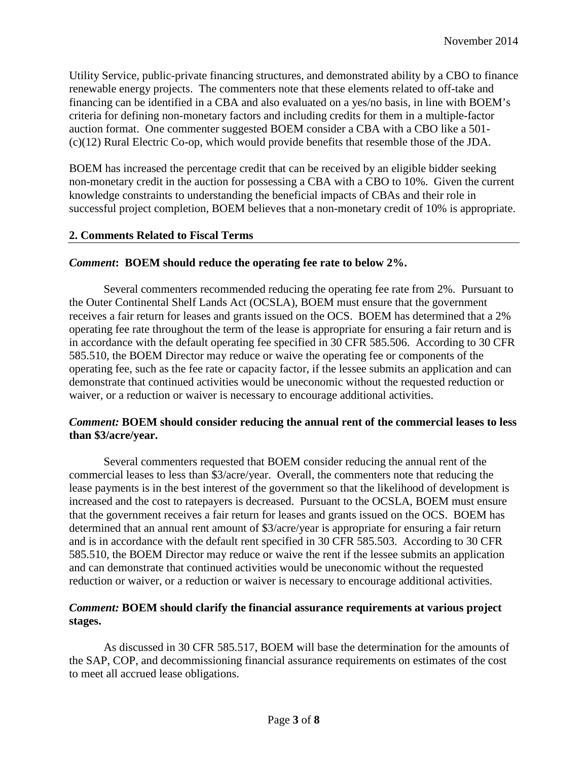Utility Service, public-private financing structures, and demonstrated ability by a CBO to finance renewable energy projects. The commenters note that these elements related to off-take and financing can be identified in a CBA and also evaluated on a yes/no basis, in line with BOEM's criteria for defining non-monetary factors and including credits for them in a multiple-factor auction format. One commenter suggested BOEM consider a CBA with a CBO like a 501-(c)(12) Rural Electric Co-op, which would provide benefits that resemble those of the JDA.

BOEM has increased the percentage credit that can be received by an eligible bidder seeking non-monetary credit in the auction for possessing a CBA with a CBO to 10%. Given the current knowledge constraints to understanding the beneficial impacts of CBAs and their role in successful project completion, BOEM believes that a non-monetary credit of 10% is appropriate.

## 2. Comments Related to Fiscal Terms

### *Comment*: BOEM should reduce the operating fee rate to below 2%.

Several commenters recommended reducing the operating fee rate from 2%. Pursuant to the Outer Continental Shelf Lands Act (OCSLA), BOEM must ensure that the government receives a fair return for leases and grants issued on the OCS. BOEM has determined that a 2% operating fee rate throughout the term of the lease is appropriate for ensuring a fair return and is in accordance with the default operating fee specified in 30 CFR 585.506. According to 30 CFR 585.510, the BOEM Director may reduce or waive the operating fee or components of the operating fee, such as the fee rate or capacity factor, if the lessee submits an application and can demonstrate that continued activities would be uneconomic without the requested reduction or waiver, or a reduction or waiver is necessary to encourage additional activities.

### *Comment:* BOEM should consider reducing the annual rent of the commercial leases to less than $3/acre/year.

Several commenters requested that BOEM consider reducing the annual rent of the commercial leases to less than $3/acre/year. Overall, the commenters note that reducing the lease payments is in the best interest of the government so that the likelihood of development is increased and the cost to ratepayers is decreased. Pursuant to the OCSLA, BOEM must ensure that the government receives a fair return for leases and grants issued on the OCS. BOEM has determined that an annual rent amount of $3/acre/year is appropriate for ensuring a fair return and is in accordance with the default rent specified in 30 CFR 585.503. According to 30 CFR 585.510, the BOEM Director may reduce or waive the rent if the lessee submits an application and can demonstrate that continued activities would be uneconomic without the requested reduction or waiver, or a reduction or waiver is necessary to encourage additional activities.

### *Comment:* BOEM should clarify the financial assurance requirements at various project stages.

As discussed in 30 CFR 585.517, BOEM will base the determination for the amounts of the SAP, COP, and decommissioning financial assurance requirements on estimates of the cost to meet all accrued lease obligations.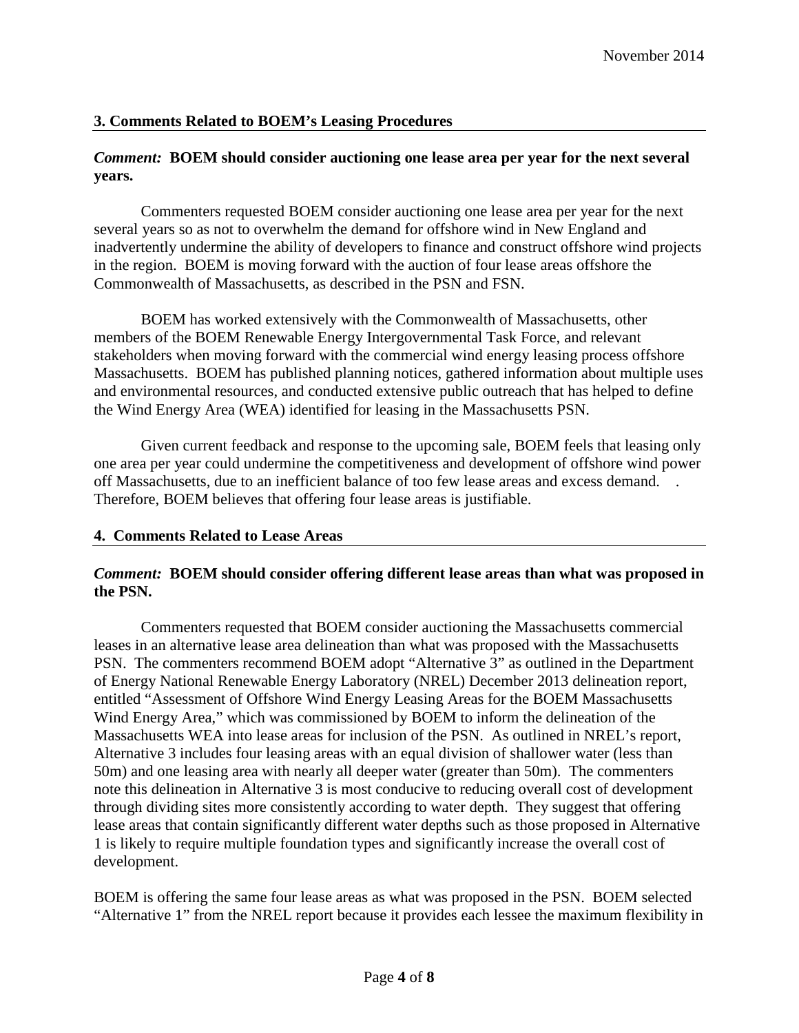### 3. Comments Related to BOEM's Leasing Procedures

***Comment:* BOEM should consider auctioning one lease area per year for the next several years.**

Commenters requested BOEM consider auctioning one lease area per year for the next several years so as not to overwhelm the demand for offshore wind in New England and inadvertently undermine the ability of developers to finance and construct offshore wind projects in the region. BOEM is moving forward with the auction of four lease areas offshore the Commonwealth of Massachusetts, as described in the PSN and FSN.

BOEM has worked extensively with the Commonwealth of Massachusetts, other members of the BOEM Renewable Energy Intergovernmental Task Force, and relevant stakeholders when moving forward with the commercial wind energy leasing process offshore Massachusetts. BOEM has published planning notices, gathered information about multiple uses and environmental resources, and conducted extensive public outreach that has helped to define the Wind Energy Area (WEA) identified for leasing in the Massachusetts PSN.

Given current feedback and response to the upcoming sale, BOEM feels that leasing only one area per year could undermine the competitiveness and development of offshore wind power off Massachusetts, due to an inefficient balance of too few lease areas and excess demand. . Therefore, BOEM believes that offering four lease areas is justifiable.

### 4. Comments Related to Lease Areas

***Comment:* BOEM should consider offering different lease areas than what was proposed in the PSN.**

Commenters requested that BOEM consider auctioning the Massachusetts commercial leases in an alternative lease area delineation than what was proposed with the Massachusetts PSN. The commenters recommend BOEM adopt "Alternative 3" as outlined in the Department of Energy National Renewable Energy Laboratory (NREL) December 2013 delineation report, entitled "Assessment of Offshore Wind Energy Leasing Areas for the BOEM Massachusetts Wind Energy Area," which was commissioned by BOEM to inform the delineation of the Massachusetts WEA into lease areas for inclusion of the PSN. As outlined in NREL's report, Alternative 3 includes four leasing areas with an equal division of shallower water (less than 50m) and one leasing area with nearly all deeper water (greater than 50m). The commenters note this delineation in Alternative 3 is most conducive to reducing overall cost of development through dividing sites more consistently according to water depth. They suggest that offering lease areas that contain significantly different water depths such as those proposed in Alternative 1 is likely to require multiple foundation types and significantly increase the overall cost of development.

BOEM is offering the same four lease areas as what was proposed in the PSN. BOEM selected "Alternative 1" from the NREL report because it provides each lessee the maximum flexibility in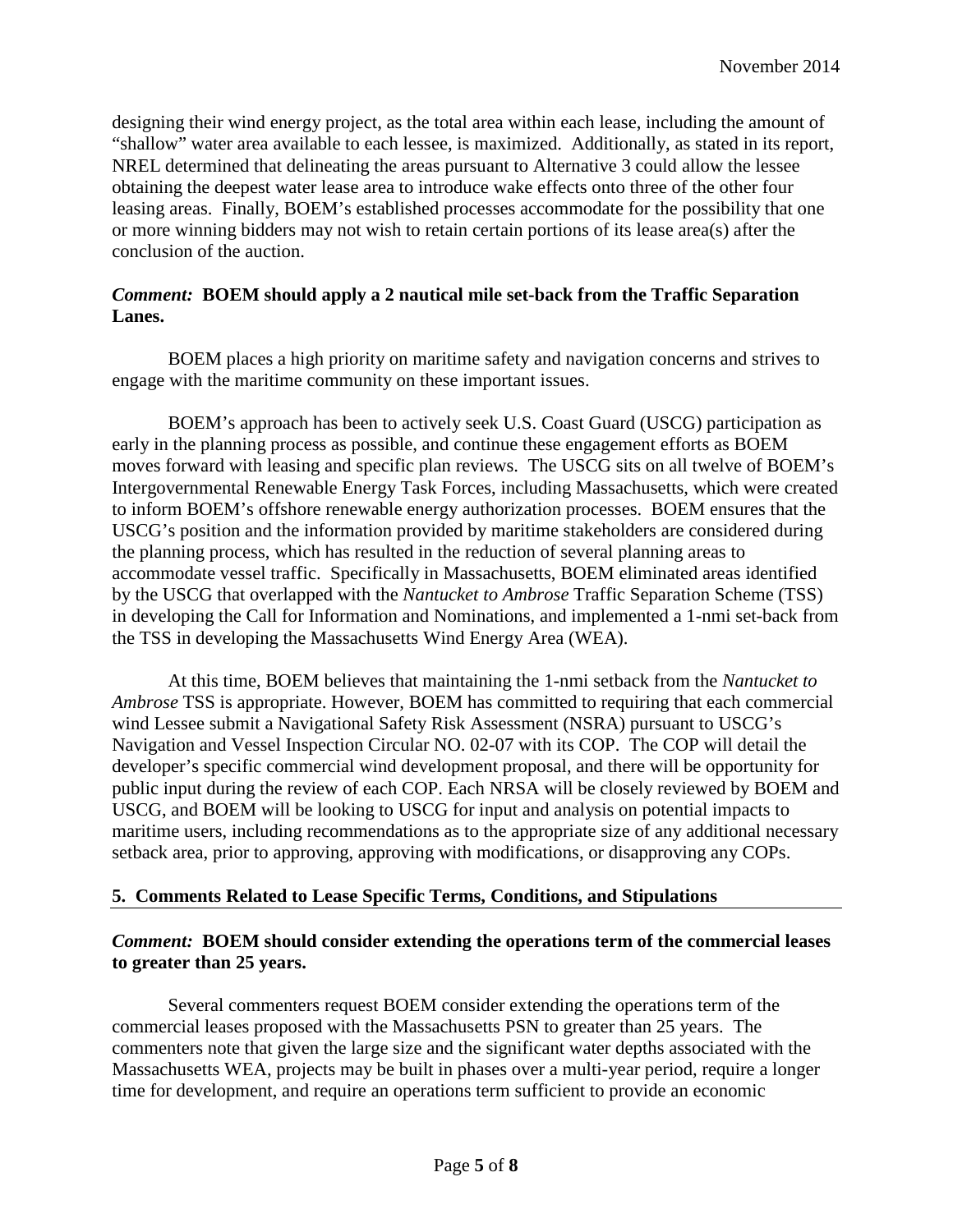designing their wind energy project, as the total area within each lease, including the amount of "shallow" water area available to each lessee, is maximized. Additionally, as stated in its report, NREL determined that delineating the areas pursuant to Alternative 3 could allow the lessee obtaining the deepest water lease area to introduce wake effects onto three of the other four leasing areas. Finally, BOEM's established processes accommodate for the possibility that one or more winning bidders may not wish to retain certain portions of its lease area(s) after the conclusion of the auction.

***Comment:* BOEM should apply a 2 nautical mile set-back from the Traffic Separation Lanes.**

BOEM places a high priority on maritime safety and navigation concerns and strives to engage with the maritime community on these important issues.

BOEM's approach has been to actively seek U.S. Coast Guard (USCG) participation as early in the planning process as possible, and continue these engagement efforts as BOEM moves forward with leasing and specific plan reviews. The USCG sits on all twelve of BOEM's Intergovernmental Renewable Energy Task Forces, including Massachusetts, which were created to inform BOEM's offshore renewable energy authorization processes. BOEM ensures that the USCG's position and the information provided by maritime stakeholders are considered during the planning process, which has resulted in the reduction of several planning areas to accommodate vessel traffic. Specifically in Massachusetts, BOEM eliminated areas identified by the USCG that overlapped with the *Nantucket to Ambrose* Traffic Separation Scheme (TSS) in developing the Call for Information and Nominations, and implemented a 1-nmi set-back from the TSS in developing the Massachusetts Wind Energy Area (WEA).

At this time, BOEM believes that maintaining the 1-nmi setback from the *Nantucket to Ambrose* TSS is appropriate. However, BOEM has committed to requiring that each commercial wind Lessee submit a Navigational Safety Risk Assessment (NSRA) pursuant to USCG's Navigation and Vessel Inspection Circular NO. 02-07 with its COP. The COP will detail the developer's specific commercial wind development proposal, and there will be opportunity for public input during the review of each COP. Each NRSA will be closely reviewed by BOEM and USCG, and BOEM will be looking to USCG for input and analysis on potential impacts to maritime users, including recommendations as to the appropriate size of any additional necessary setback area, prior to approving, approving with modifications, or disapproving any COPs.

## 5. Comments Related to Lease Specific Terms, Conditions, and Stipulations

***Comment:* BOEM should consider extending the operations term of the commercial leases to greater than 25 years.**

Several commenters request BOEM consider extending the operations term of the commercial leases proposed with the Massachusetts PSN to greater than 25 years. The commenters note that given the large size and the significant water depths associated with the Massachusetts WEA, projects may be built in phases over a multi-year period, require a longer time for development, and require an operations term sufficient to provide an economic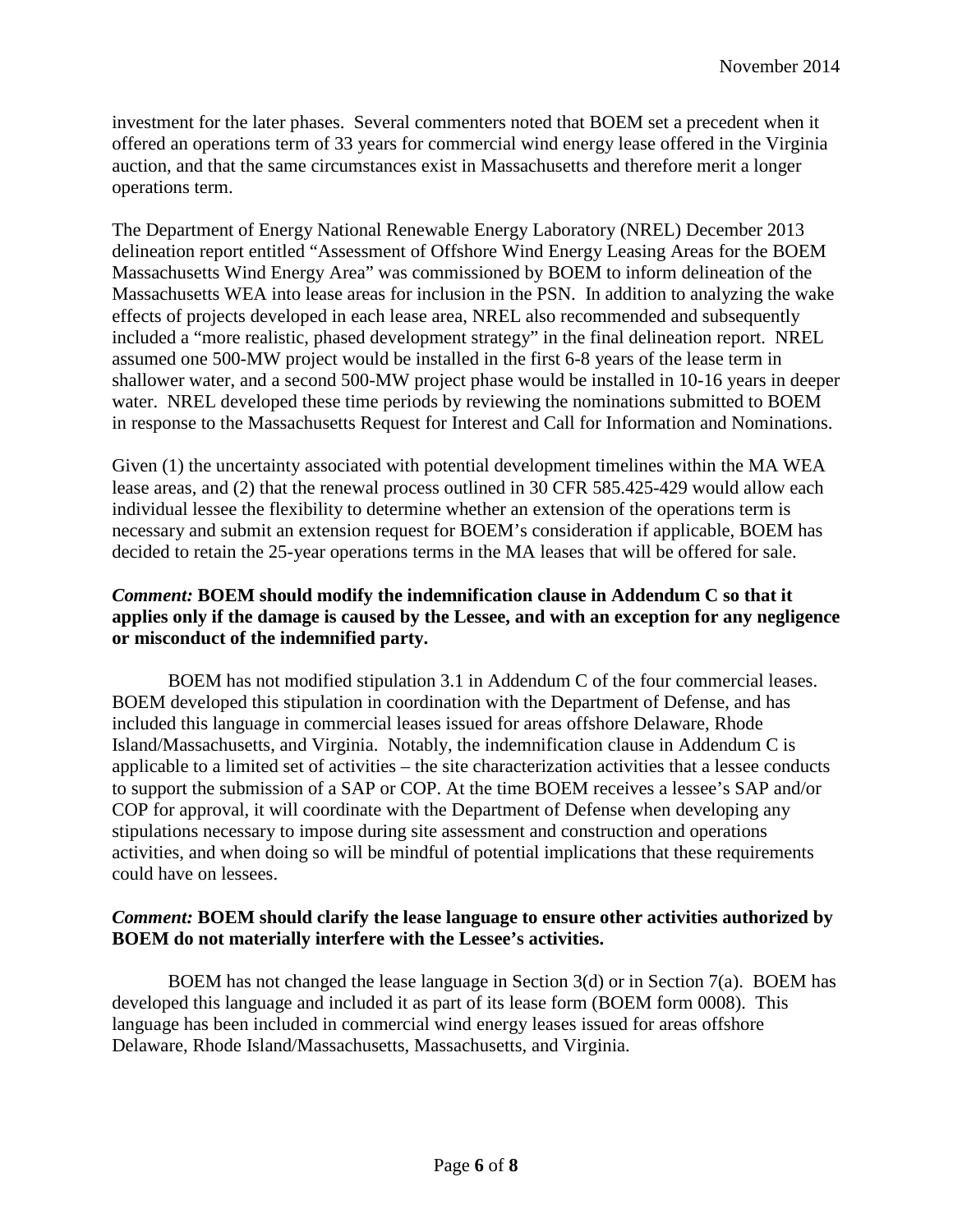investment for the later phases. Several commenters noted that BOEM set a precedent when it offered an operations term of 33 years for commercial wind energy lease offered in the Virginia auction, and that the same circumstances exist in Massachusetts and therefore merit a longer operations term.

The Department of Energy National Renewable Energy Laboratory (NREL) December 2013 delineation report entitled "Assessment of Offshore Wind Energy Leasing Areas for the BOEM Massachusetts Wind Energy Area" was commissioned by BOEM to inform delineation of the Massachusetts WEA into lease areas for inclusion in the PSN. In addition to analyzing the wake effects of projects developed in each lease area, NREL also recommended and subsequently included a "more realistic, phased development strategy" in the final delineation report. NREL assumed one 500-MW project would be installed in the first 6-8 years of the lease term in shallower water, and a second 500-MW project phase would be installed in 10-16 years in deeper water. NREL developed these time periods by reviewing the nominations submitted to BOEM in response to the Massachusetts Request for Interest and Call for Information and Nominations.

Given (1) the uncertainty associated with potential development timelines within the MA WEA lease areas, and (2) that the renewal process outlined in 30 CFR 585.425-429 would allow each individual lessee the flexibility to determine whether an extension of the operations term is necessary and submit an extension request for BOEM's consideration if applicable, BOEM has decided to retain the 25-year operations terms in the MA leases that will be offered for sale.

***Comment:* BOEM should modify the indemnification clause in Addendum C so that it applies only if the damage is caused by the Lessee, and with an exception for any negligence or misconduct of the indemnified party.**

BOEM has not modified stipulation 3.1 in Addendum C of the four commercial leases. BOEM developed this stipulation in coordination with the Department of Defense, and has included this language in commercial leases issued for areas offshore Delaware, Rhode Island/Massachusetts, and Virginia. Notably, the indemnification clause in Addendum C is applicable to a limited set of activities – the site characterization activities that a lessee conducts to support the submission of a SAP or COP. At the time BOEM receives a lessee's SAP and/or COP for approval, it will coordinate with the Department of Defense when developing any stipulations necessary to impose during site assessment and construction and operations activities, and when doing so will be mindful of potential implications that these requirements could have on lessees.

***Comment:* BOEM should clarify the lease language to ensure other activities authorized by BOEM do not materially interfere with the Lessee's activities.**

BOEM has not changed the lease language in Section 3(d) or in Section 7(a). BOEM has developed this language and included it as part of its lease form (BOEM form 0008). This language has been included in commercial wind energy leases issued for areas offshore Delaware, Rhode Island/Massachusetts, Massachusetts, and Virginia.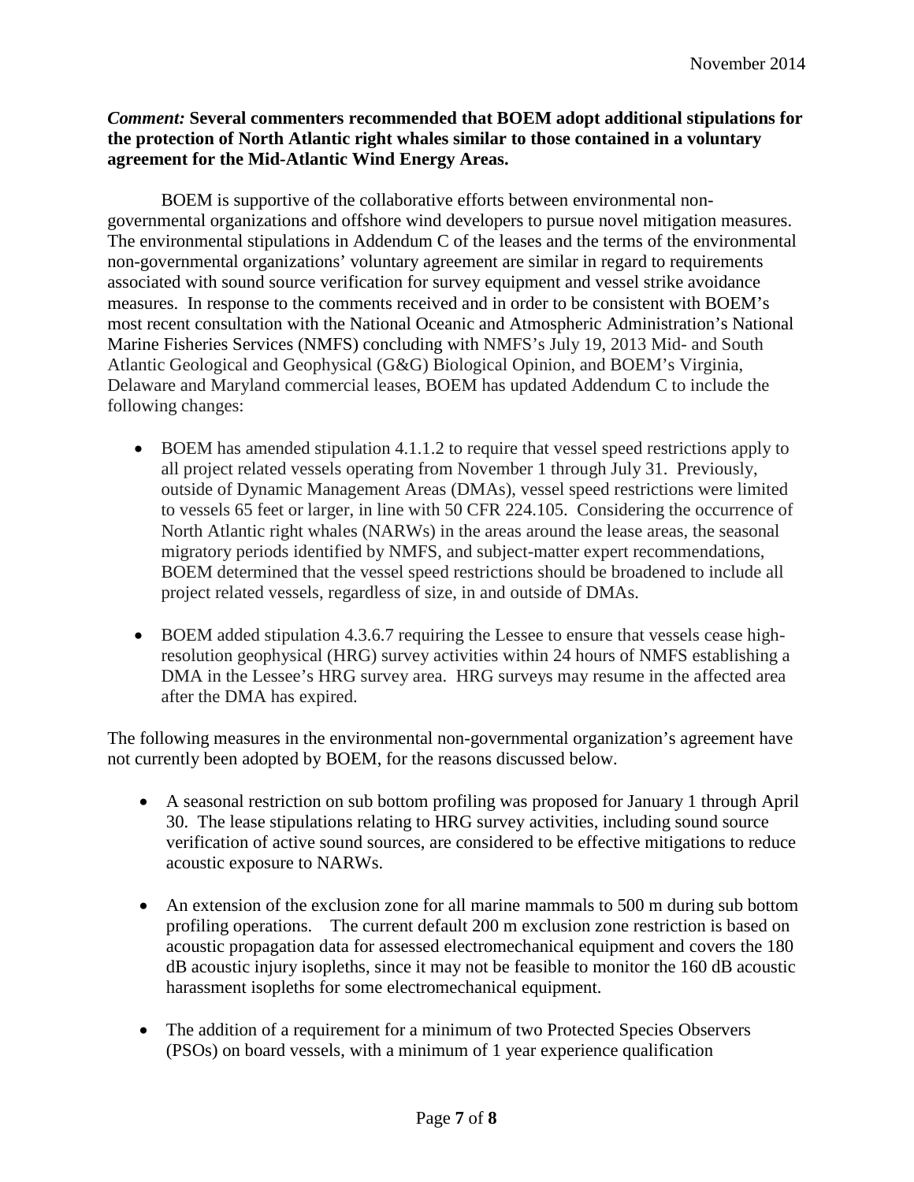***Comment:*** **Several commenters recommended that BOEM adopt additional stipulations for the protection of North Atlantic right whales similar to those contained in a voluntary agreement for the Mid-Atlantic Wind Energy Areas.**

BOEM is supportive of the collaborative efforts between environmental non-governmental organizations and offshore wind developers to pursue novel mitigation measures. The environmental stipulations in Addendum C of the leases and the terms of the environmental non-governmental organizations' voluntary agreement are similar in regard to requirements associated with sound source verification for survey equipment and vessel strike avoidance measures. In response to the comments received and in order to be consistent with BOEM's most recent consultation with the National Oceanic and Atmospheric Administration's National Marine Fisheries Services (NMFS) concluding with NMFS's July 19, 2013 Mid- and South Atlantic Geological and Geophysical (G&G) Biological Opinion, and BOEM's Virginia, Delaware and Maryland commercial leases, BOEM has updated Addendum C to include the following changes:

- BOEM has amended stipulation 4.1.1.2 to require that vessel speed restrictions apply to all project related vessels operating from November 1 through July 31. Previously, outside of Dynamic Management Areas (DMAs), vessel speed restrictions were limited to vessels 65 feet or larger, in line with 50 CFR 224.105. Considering the occurrence of North Atlantic right whales (NARWs) in the areas around the lease areas, the seasonal migratory periods identified by NMFS, and subject-matter expert recommendations, BOEM determined that the vessel speed restrictions should be broadened to include all project related vessels, regardless of size, in and outside of DMAs.

- BOEM added stipulation 4.3.6.7 requiring the Lessee to ensure that vessels cease high-resolution geophysical (HRG) survey activities within 24 hours of NMFS establishing a DMA in the Lessee's HRG survey area. HRG surveys may resume in the affected area after the DMA has expired.

The following measures in the environmental non-governmental organization's agreement have not currently been adopted by BOEM, for the reasons discussed below.

- A seasonal restriction on sub bottom profiling was proposed for January 1 through April 30. The lease stipulations relating to HRG survey activities, including sound source verification of active sound sources, are considered to be effective mitigations to reduce acoustic exposure to NARWs.

- An extension of the exclusion zone for all marine mammals to 500 m during sub bottom profiling operations. The current default 200 m exclusion zone restriction is based on acoustic propagation data for assessed electromechanical equipment and covers the 180 dB acoustic injury isopleths, since it may not be feasible to monitor the 160 dB acoustic harassment isopleths for some electromechanical equipment.

- The addition of a requirement for a minimum of two Protected Species Observers (PSOs) on board vessels, with a minimum of 1 year experience qualification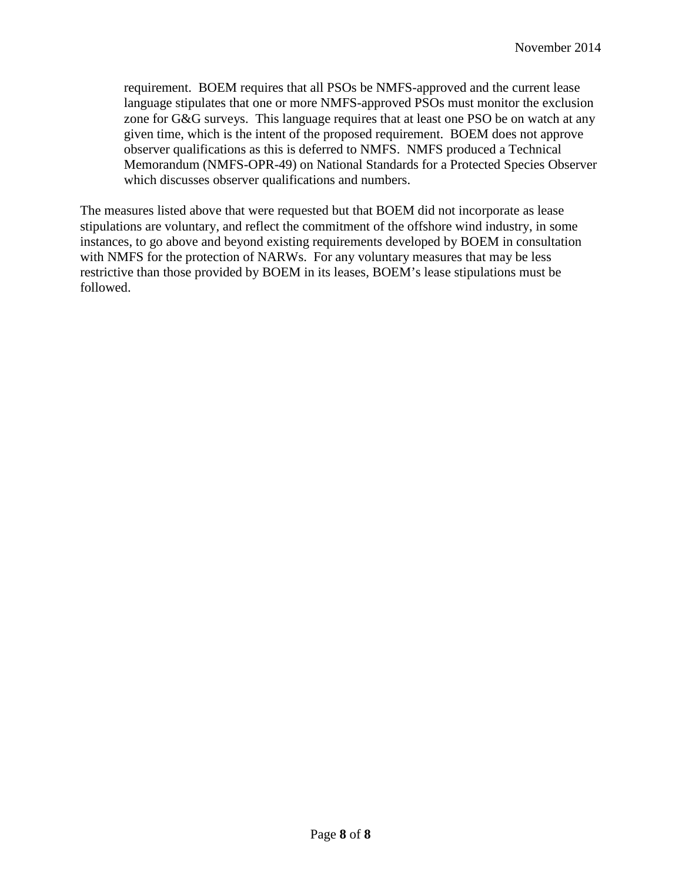requirement. BOEM requires that all PSOs be NMFS-approved and the current lease language stipulates that one or more NMFS-approved PSOs must monitor the exclusion zone for G&G surveys. This language requires that at least one PSO be on watch at any given time, which is the intent of the proposed requirement. BOEM does not approve observer qualifications as this is deferred to NMFS. NMFS produced a Technical Memorandum (NMFS-OPR-49) on National Standards for a Protected Species Observer which discusses observer qualifications and numbers.

The measures listed above that were requested but that BOEM did not incorporate as lease stipulations are voluntary, and reflect the commitment of the offshore wind industry, in some instances, to go above and beyond existing requirements developed by BOEM in consultation with NMFS for the protection of NARWs. For any voluntary measures that may be less restrictive than those provided by BOEM in its leases, BOEM's lease stipulations must be followed.